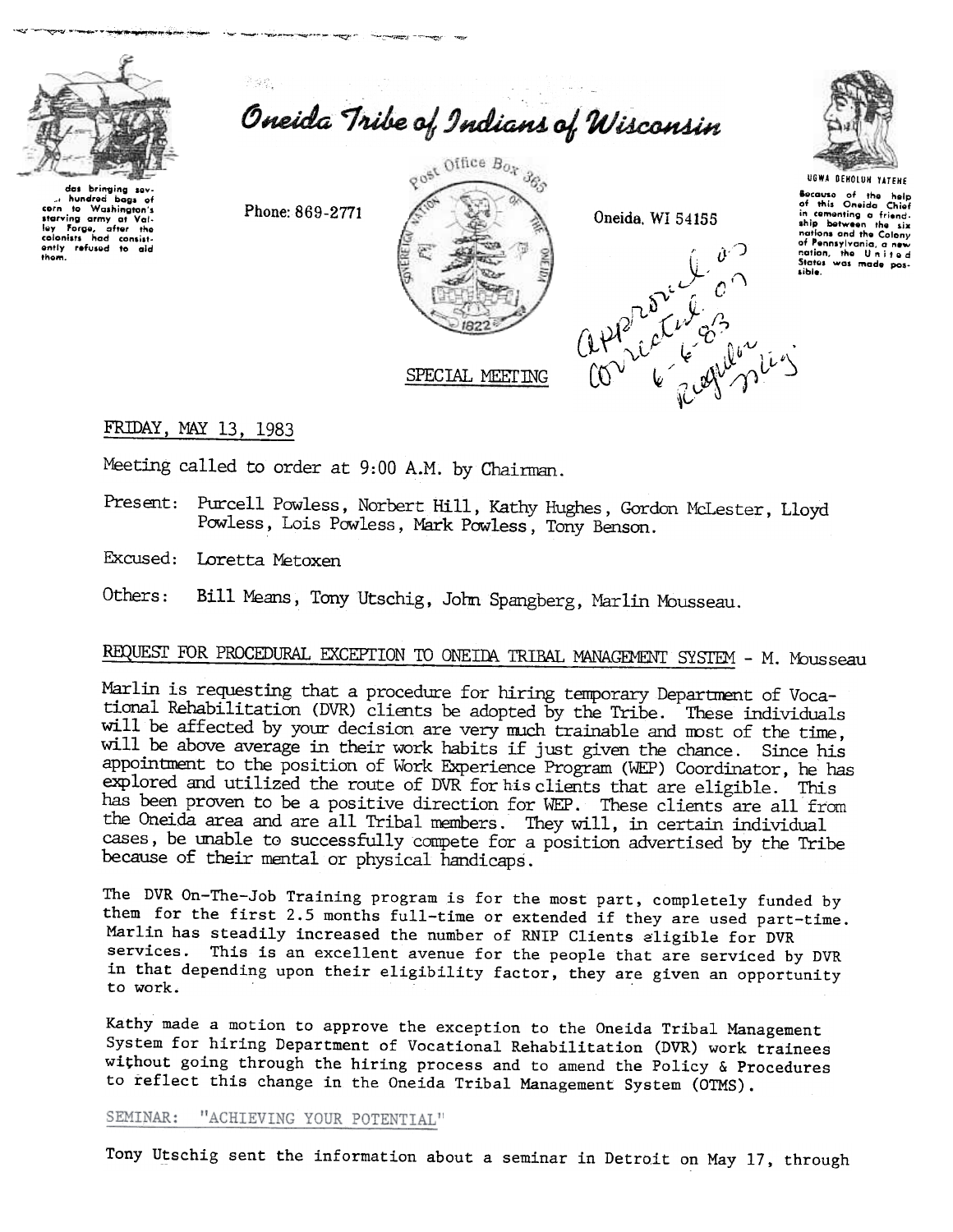# Oneida Tribe of Indians of Wisconsin

das bringing several hundred bags of corn to Washington's starving army at Valley Forge, after the colonists had consistently refused to aid them.

Phone: 869-2771

Post Office Box 365

Oneida, WI 54155

UGWA DEHOLUN YATEHE

Because of the help of this Oneida Chief in cementing a friendship between the six nations and the Colony of Pennsylvania, a new nation, the United States was made possible.

approved as corrected on 6-6-83 Regular mtg

SPECIAL MEETING

FRIDAY, MAY 13, 1983

Meeting called to order at 9:00 A.M. by Chairman.

Present: Purcell Powless, Norbert Hill, Kathy Hughes, Gordon McLester, Lloyd Powless, Lois Powless, Mark Powless, Tony Benson.

Excused: Loretta Metoxen

Others: Bill Means, Tony Utschig, John Spangberg, Marlin Mousseau.

## REQUEST FOR PROCEDURAL EXCEPTION TO ONEIDA TRIBAL MANAGEMENT SYSTEM - M. Mousseau

Marlin is requesting that a procedure for hiring temporary Department of Vocational Rehabilitation (DVR) clients be adopted by the Tribe. These individuals will be affected by your decision are very much trainable and most of the time, will be above average in their work habits if just given the chance. Since his appointment to the position of Work Experience Program (WEP) Coordinator, he has explored and utilized the route of DVR for his clients that are eligible. This has been proven to be a positive direction for WEP. These clients are all from the Oneida area and are all Tribal members. They will, in certain individual cases, be unable to successfully compete for a position advertised by the Tribe because of their mental or physical handicaps.

The DVR On-The-Job Training program is for the most part, completely funded by them for the first 2.5 months full-time or extended if they are used part-time. Marlin has steadily increased the number of RNIP Clients eligible for DVR services. This is an excellent avenue for the people that are serviced by DVR in that depending upon their eligibility factor, they are given an opportunity to work.

Kathy made a motion to approve the exception to the Oneida Tribal Management System for hiring Department of Vocational Rehabilitation (DVR) work trainees without going through the hiring process and to amend the Policy & Procedures to reflect this change in the Oneida Tribal Management System (OTMS).

## SEMINAR: "ACHIEVING YOUR POTENTIAL"

Tony Utschig sent the information about a seminar in Detroit on May 17, through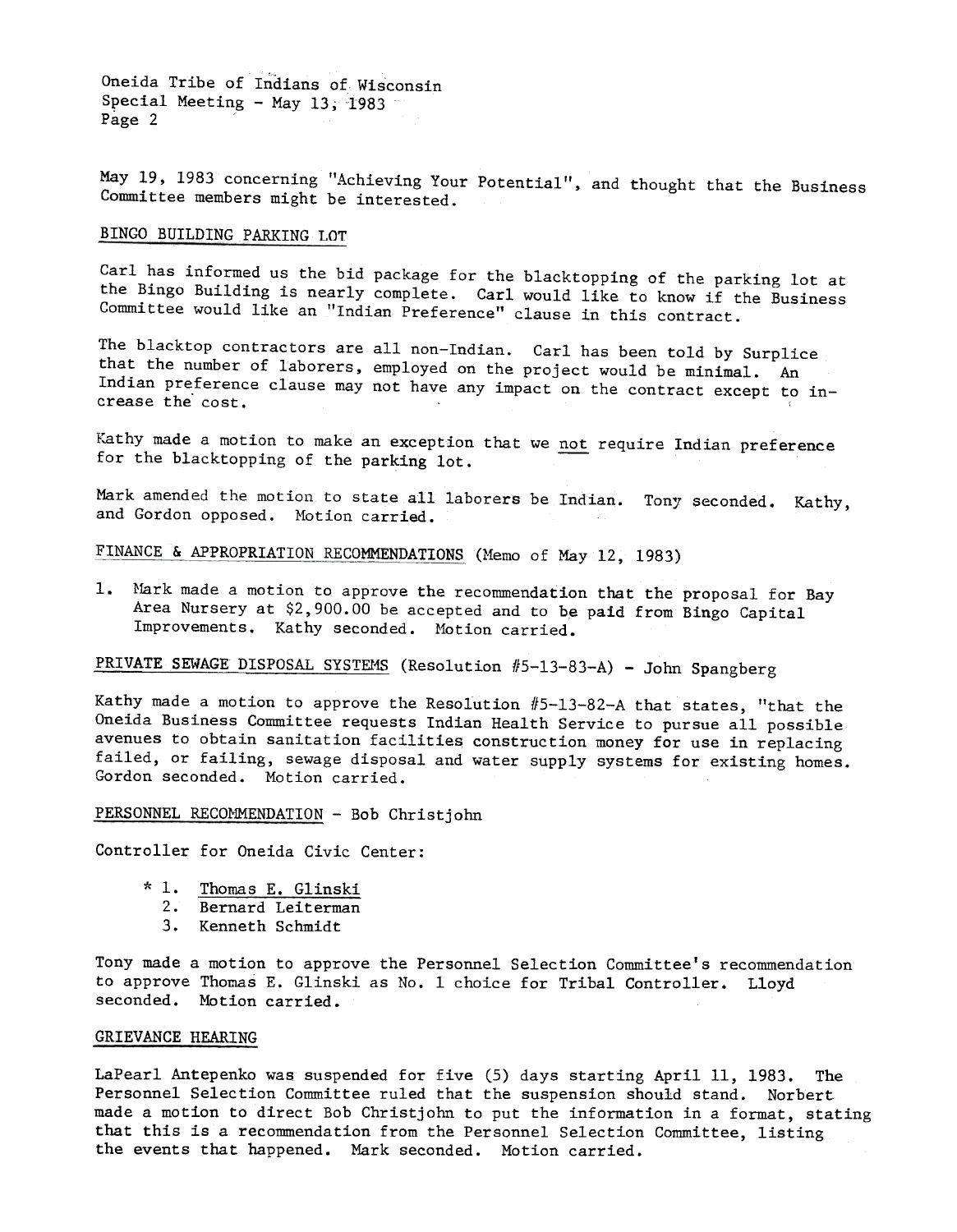May 19, 1983 concerning "Achieving Your Potential", and thought that the Business Committee members might be interested.

## BINGO BUILDING PARKING LOT

Carl has informed us the bid package for the blacktopping of the parking lot at the Bingo Building is nearly complete. Carl would like to know if the Business Committee would like an "Indian Preference" clause in this contract.

The blacktop contractors are all non-Indian. Carl has been told by Surplice that the number of laborers, employed on the project would be minimal. An Indian preference clause may not have any impact on the contract except to increase the cost.

Kathy made a motion to make an exception that we not require Indian preference for the blacktopping of the parking lot.

Mark amended the motion to state all laborers be Indian. Tony seconded. Kathy, and Gordon opposed. Motion carried.

## FINANCE & APPROPRIATION RECOMMENDATIONS (Memo of May 12, 1983)

1. Mark made a motion to approve the recommendation that the proposal for Bay Area Nursery at $2,900.00 be accepted and to be paid from Bingo Capital Improvements. Kathy seconded. Motion carried.

## PRIVATE SEWAGE DISPOSAL SYSTEMS (Resolution #5-13-83-A) - John Spangberg

Kathy made a motion to approve the Resolution #5-13-82-A that states, "that the Oneida Business Committee requests Indian Health Service to pursue all possible avenues to obtain sanitation facilities construction money for use in replacing failed, or failing, sewage disposal and water supply systems for existing homes. Gordon seconded. Motion carried.

## PERSONNEL RECOMMENDATION - Bob Christjohn

Controller for Oneida Civic Center:

* 1. Thomas E. Glinski
  2. Bernard Leiterman
  3. Kenneth Schmidt

Tony made a motion to approve the Personnel Selection Committee's recommendation to approve Thomas E. Glinski as No. 1 choice for Tribal Controller. Lloyd seconded. Motion carried.

## GRIEVANCE HEARING

LaPearl Antepenko was suspended for five (5) days starting April 11, 1983. The Personnel Selection Committee ruled that the suspension should stand. Norbert made a motion to direct Bob Christjohn to put the information in a format, stating that this is a recommendation from the Personnel Selection Committee, listing the events that happened. Mark seconded. Motion carried.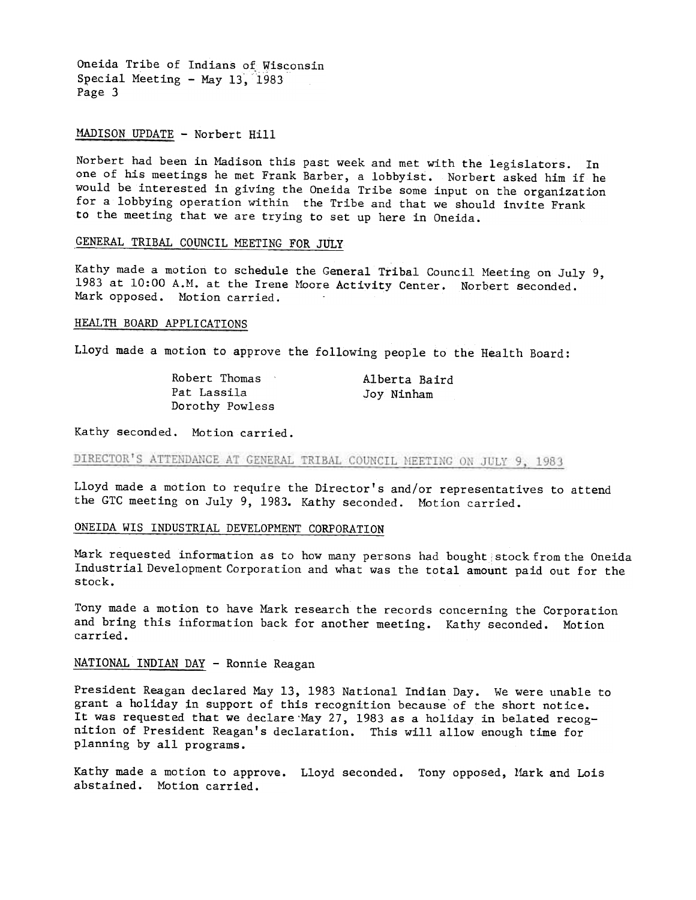Oneida Tribe of Indians of Wisconsin
Special Meeting - May 13, 1983

MADISON UPDATE - Norbert Hill

Norbert had been in Madison this past week and met with the legislators. In one of his meetings he met Frank Barber, a lobbyist. Norbert asked him if he would be interested in giving the Oneida Tribe some input on the organization for a lobbying operation within the Tribe and that we should invite Frank to the meeting that we are trying to set up here in Oneida.

GENERAL TRIBAL COUNCIL MEETING FOR JULY

Kathy made a motion to schedule the General Tribal Council Meeting on July 9, 1983 at 10:00 A.M. at the Irene Moore Activity Center. Norbert seconded. Mark opposed. Motion carried.

HEALTH BOARD APPLICATIONS

Lloyd made a motion to approve the following people to the Health Board:

- Robert Thomas
- Pat Lassila
- Dorothy Powless
- Alberta Baird
- Joy Ninham

Kathy seconded. Motion carried.

DIRECTOR'S ATTENDANCE AT GENERAL TRIBAL COUNCIL MEETING ON JULY 9, 1983

Lloyd made a motion to require the Director's and/or representatives to attend the GTC meeting on July 9, 1983. Kathy seconded. Motion carried.

ONEIDA WIS INDUSTRIAL DEVELOPMENT CORPORATION

Mark requested information as to how many persons had bought stock from the Oneida Industrial Development Corporation and what was the total amount paid out for the stock.

Tony made a motion to have Mark research the records concerning the Corporation and bring this information back for another meeting. Kathy seconded. Motion carried.

NATIONAL INDIAN DAY - Ronnie Reagan

President Reagan declared May 13, 1983 National Indian Day. We were unable to grant a holiday in support of this recognition because of the short notice. It was requested that we declare May 27, 1983 as a holiday in belated recognition of President Reagan's declaration. This will allow enough time for planning by all programs.

Kathy made a motion to approve. Lloyd seconded. Tony opposed, Mark and Lois abstained. Motion carried.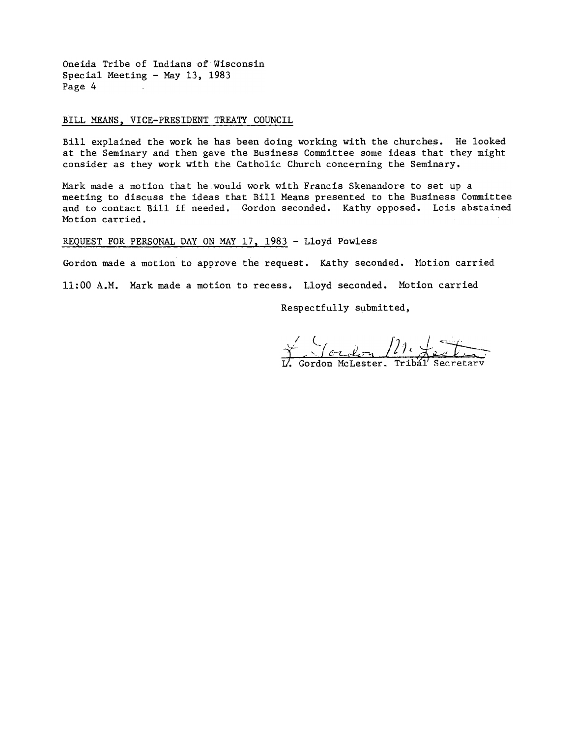BILL MEANS, VICE-PRESIDENT TREATY COUNCIL

Bill explained the work he has been doing working with the churches. He looked at the Seminary and then gave the Business Committee some ideas that they might consider as they work with the Catholic Church concerning the Seminary.

Mark made a motion that he would work with Francis Skenandore to set up a meeting to discuss the ideas that Bill Means presented to the Business Committee and to contact Bill if needed. Gordon seconded. Kathy opposed. Lois abstained Motion carried.

REQUEST FOR PERSONAL DAY ON MAY 17, 1983 - Lloyd Powless

Gordon made a motion to approve the request. Kathy seconded. Motion carried

11:00 A.M. Mark made a motion to recess. Lloyd seconded. Motion carried

Respectfully submitted,

L. Gordon McLester, Tribal Secretary